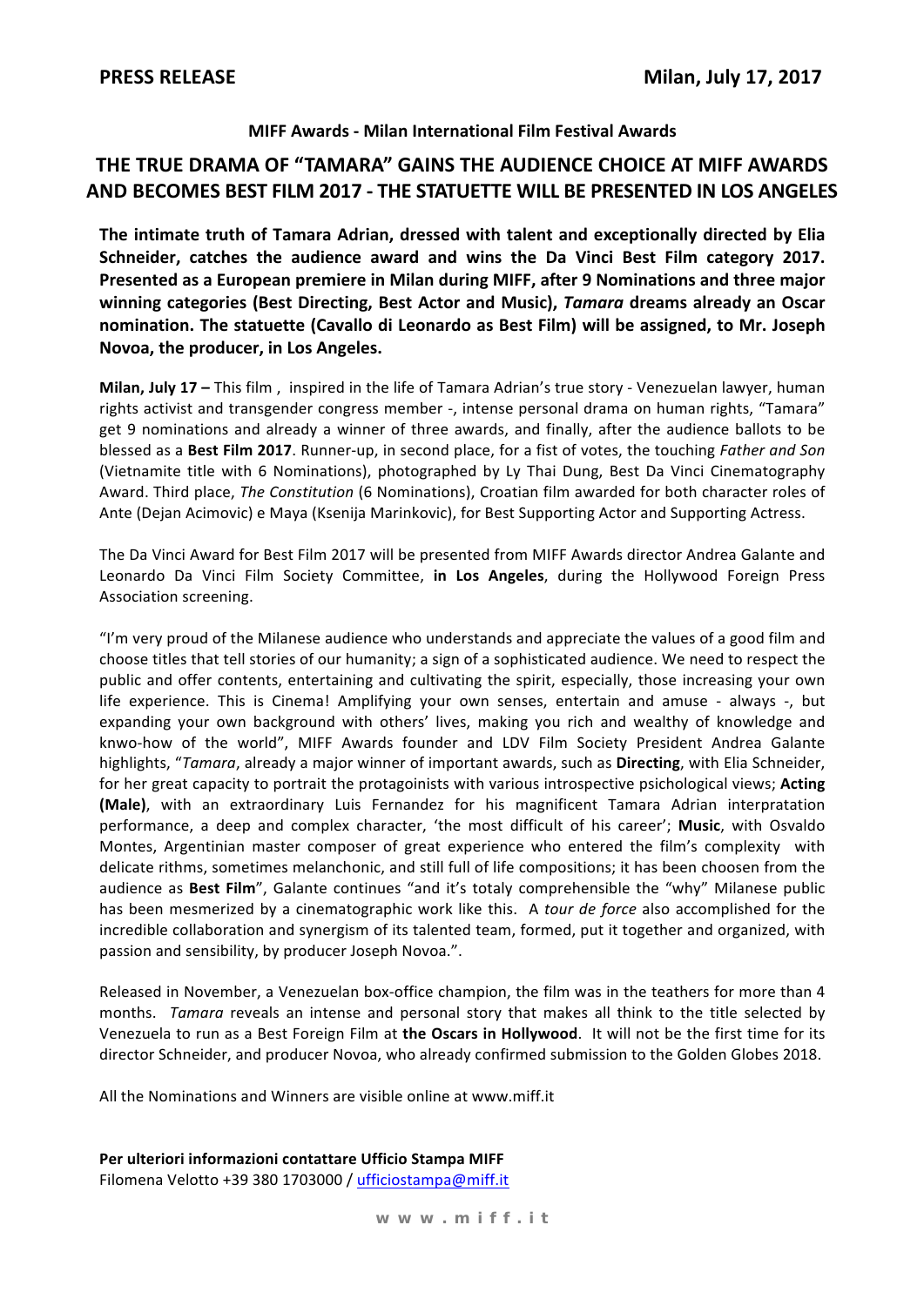**PRESS RELEASE** **Milan, July 17, 2017**

**MIFF Awards - Milan International Film Festival Awards**

# THE TRUE DRAMA OF "TAMARA" GAINS THE AUDIENCE CHOICE AT MIFF AWARDS AND BECOMES BEST FILM 2017 - THE STATUETTE WILL BE PRESENTED IN LOS ANGELES

**The intimate truth of Tamara Adrian, dressed with talent and exceptionally directed by Elia Schneider, catches the audience award and wins the Da Vinci Best Film category 2017. Presented as a European premiere in Milan during MIFF, after 9 Nominations and three major winning categories (Best Directing, Best Actor and Music), *Tamara* dreams already an Oscar nomination. The statuette (Cavallo di Leonardo as Best Film) will be assigned, to Mr. Joseph Novoa, the producer, in Los Angeles.**

**Milan, July 17 –** This film , inspired in the life of Tamara Adrian's true story - Venezuelan lawyer, human rights activist and transgender congress member -, intense personal drama on human rights, "Tamara" get 9 nominations and already a winner of three awards, and finally, after the audience ballots to be blessed as a **Best Film 2017**. Runner-up, in second place, for a fist of votes, the touching *Father and Son* (Vietnamite title with 6 Nominations), photographed by Ly Thai Dung, Best Da Vinci Cinematography Award. Third place, *The Constitution* (6 Nominations), Croatian film awarded for both character roles of Ante (Dejan Acimovic) e Maya (Ksenija Marinkovic), for Best Supporting Actor and Supporting Actress.

The Da Vinci Award for Best Film 2017 will be presented from MIFF Awards director Andrea Galante and Leonardo Da Vinci Film Society Committee, **in Los Angeles**, during the Hollywood Foreign Press Association screening.

"I'm very proud of the Milanese audience who understands and appreciate the values of a good film and choose titles that tell stories of our humanity; a sign of a sophisticated audience. We need to respect the public and offer contents, entertaining and cultivating the spirit, especially, those increasing your own life experience. This is Cinema! Amplifying your own senses, entertain and amuse - always -, but expanding your own background with others' lives, making you rich and wealthy of knowledge and knwo-how of the world", MIFF Awards founder and LDV Film Society President Andrea Galante highlights, "*Tamara*, already a major winner of important awards, such as **Directing**, with Elia Schneider, for her great capacity to portrait the protagoinists with various introspective psichological views; **Acting (Male)**, with an extraordinary Luis Fernandez for his magnificent Tamara Adrian interpratation performance, a deep and complex character, 'the most difficult of his career'; **Music**, with Osvaldo Montes, Argentinian master composer of great experience who entered the film's complexity with delicate rithms, sometimes melanchonic, and still full of life compositions; it has been choosen from the audience as **Best Film**", Galante continues "and it's totaly comprehensible the "why" Milanese public has been mesmerized by a cinematographic work like this. A *tour de force* also accomplished for the incredible collaboration and synergism of its talented team, formed, put it together and organized, with passion and sensibility, by producer Joseph Novoa.".

Released in November, a Venezuelan box-office champion, the film was in the teathers for more than 4 months. *Tamara* reveals an intense and personal story that makes all think to the title selected by Venezuela to run as a Best Foreign Film at **the Oscars in Hollywood**. It will not be the first time for its director Schneider, and producer Novoa, who already confirmed submission to the Golden Globes 2018.

All the Nominations and Winners are visible online at www.miff.it

**Per ulteriori informazioni contattare Ufficio Stampa MIFF**
Filomena Velotto +39 380 1703000 / ufficiostampa@miff.it

w w w . m i f f . i t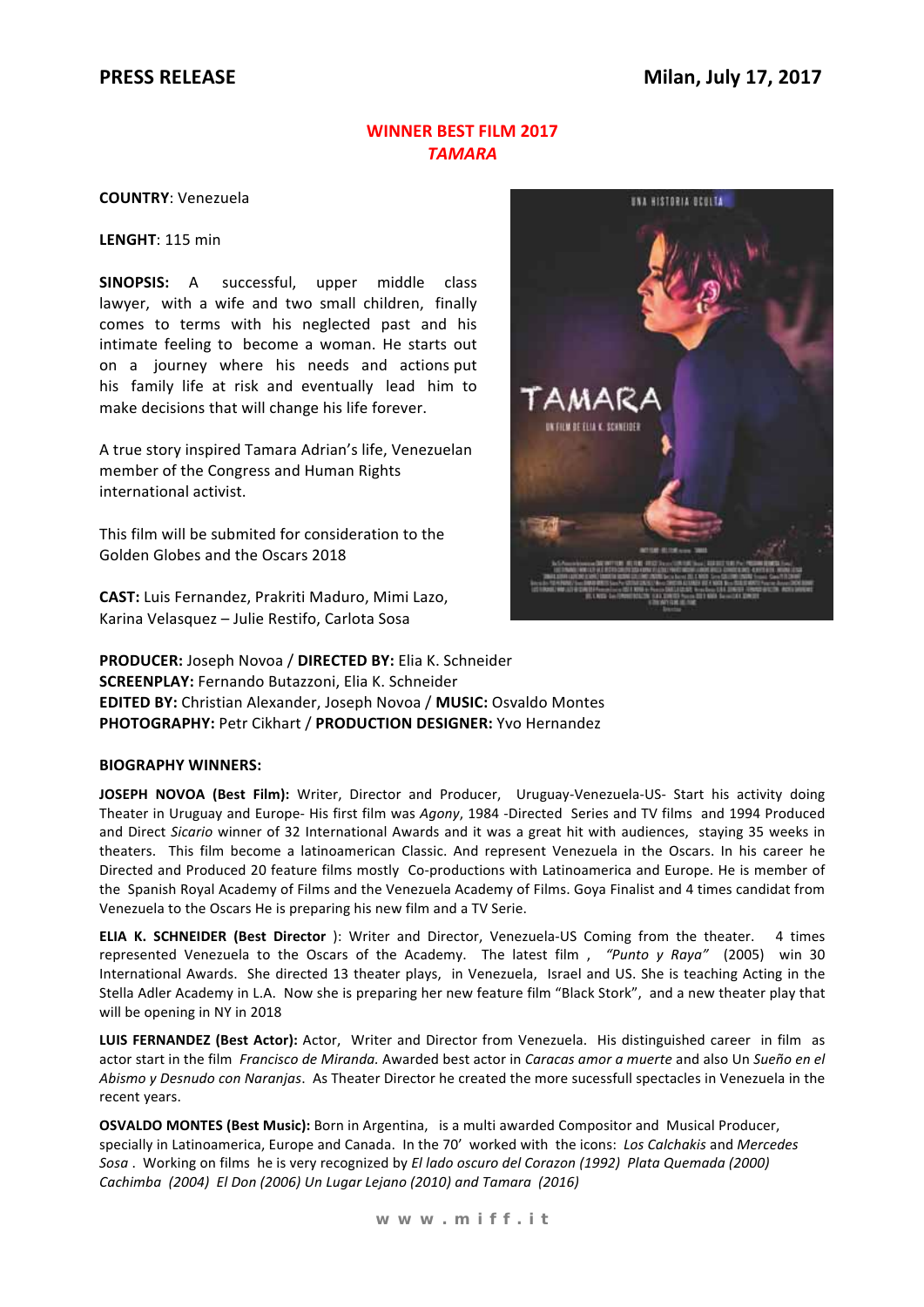**PRESS RELEASE** **Milan, July 17, 2017**

## WINNER BEST FILM 2017
## *TAMARA*

**COUNTRY**: Venezuela

**LENGHT**: 115 min

**SINOPSIS:** A successful, upper middle class lawyer, with a wife and two small children, finally comes to terms with his neglected past and his intimate feeling to become a woman. He starts out on a journey where his needs and actions put his family life at risk and eventually lead him to make decisions that will change his life forever.

A true story inspired Tamara Adrian's life, Venezuelan member of the Congress and Human Rights international activist.

This film will be submited for consideration to the Golden Globes and the Oscars 2018

**CAST:** Luis Fernandez, Prakriti Maduro, Mimi Lazo, Karina Velasquez – Julie Restifo, Carlota Sosa

**PRODUCER:** Joseph Novoa / **DIRECTED BY:** Elia K. Schneider
**SCREENPLAY:** Fernando Butazzoni, Elia K. Schneider
**EDITED BY:** Christian Alexander, Joseph Novoa / **MUSIC:** Osvaldo Montes
**PHOTOGRAPHY:** Petr Cikhart / **PRODUCTION DESIGNER:** Yvo Hernandez

**BIOGRAPHY WINNERS:**

**JOSEPH NOVOA (Best Film):** Writer, Director and Producer, Uruguay-Venezuela-US- Start his activity doing Theater in Uruguay and Europe- His first film was *Agony*, 1984 -Directed Series and TV films and 1994 Produced and Direct *Sicario* winner of 32 International Awards and it was a great hit with audiences, staying 35 weeks in theaters. This film become a latinoamerican Classic. And represent Venezuela in the Oscars. In his career he Directed and Produced 20 feature films mostly Co-productions with Latinoamerica and Europe. He is member of the Spanish Royal Academy of Films and the Venezuela Academy of Films. Goya Finalist and 4 times candidat from Venezuela to the Oscars He is preparing his new film and a TV Serie.

**ELIA K. SCHNEIDER (Best Director** ): Writer and Director, Venezuela-US Coming from the theater. 4 times represented Venezuela to the Oscars of the Academy. The latest film , *"Punto y Raya"* (2005) win 30 International Awards. She directed 13 theater plays, in Venezuela, Israel and US. She is teaching Acting in the Stella Adler Academy in L.A. Now she is preparing her new feature film "Black Stork", and a new theater play that will be opening in NY in 2018

**LUIS FERNANDEZ (Best Actor):** Actor, Writer and Director from Venezuela. His distinguished career in film as actor start in the film *Francisco de Miranda.* Awarded best actor in *Caracas amor a muerte* and also Un *Sueño en el Abismo y Desnudo con Naranjas*. As Theater Director he created the more sucessfull spectacles in Venezuela in the recent years.

**OSVALDO MONTES (Best Music):** Born in Argentina, is a multi awarded Compositor and Musical Producer, specially in Latinoamerica, Europe and Canada. In the 70' worked with the icons: *Los Calchakis* and *Mercedes Sosa* . Working on films he is very recognized by *El lado oscuro del Corazon (1992) Plata Quemada (2000) Cachimba (2004) El Don (2006) Un Lugar Lejano (2010) and Tamara (2016)*

w w w . m i f f . i t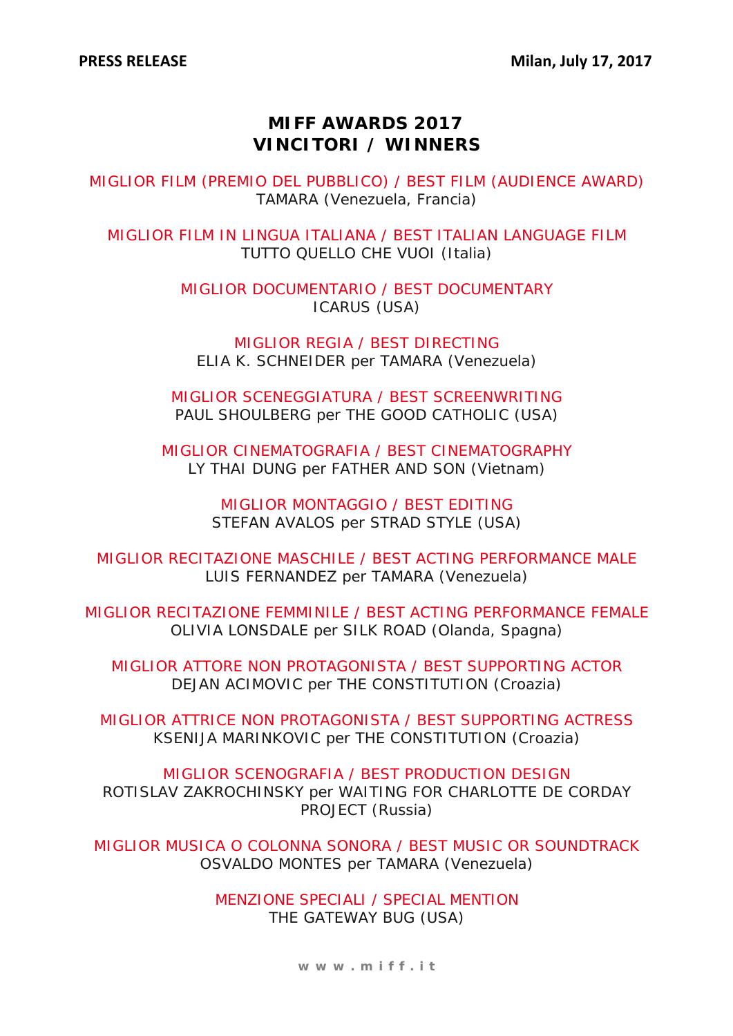**PRESS RELEASE** **Milan, July 17, 2017**

# MIFF AWARDS 2017
# VINCITORI / WINNERS

MIGLIOR FILM (PREMIO DEL PUBBLICO) / BEST FILM (AUDIENCE AWARD)
TAMARA (Venezuela, Francia)

MIGLIOR FILM IN LINGUA ITALIANA / BEST ITALIAN LANGUAGE FILM
TUTTO QUELLO CHE VUOI (Italia)

MIGLIOR DOCUMENTARIO / BEST DOCUMENTARY
ICARUS (USA)

MIGLIOR REGIA / BEST DIRECTING
ELIA K. SCHNEIDER per TAMARA (Venezuela)

MIGLIOR SCENEGGIATURA / BEST SCREENWRITING
PAUL SHOULBERG per THE GOOD CATHOLIC (USA)

MIGLIOR CINEMATOGRAFIA / BEST CINEMATOGRAPHY
LY THAI DUNG per FATHER AND SON (Vietnam)

MIGLIOR MONTAGGIO / BEST EDITING
STEFAN AVALOS per STRAD STYLE (USA)

MIGLIOR RECITAZIONE MASCHILE / BEST ACTING PERFORMANCE MALE
LUIS FERNANDEZ per TAMARA (Venezuela)

MIGLIOR RECITAZIONE FEMMINILE / BEST ACTING PERFORMANCE FEMALE
OLIVIA LONSDALE per SILK ROAD (Olanda, Spagna)

MIGLIOR ATTORE NON PROTAGONISTA / BEST SUPPORTING ACTOR
DEJAN ACIMOVIC per THE CONSTITUTION (Croazia)

MIGLIOR ATTRICE NON PROTAGONISTA / BEST SUPPORTING ACTRESS
KSENIJA MARINKOVIC per THE CONSTITUTION (Croazia)

MIGLIOR SCENOGRAFIA / BEST PRODUCTION DESIGN
ROTISLAV ZAKROCHINSKY per WAITING FOR CHARLOTTE DE CORDAY PROJECT (Russia)

MIGLIOR MUSICA O COLONNA SONORA / BEST MUSIC OR SOUNDTRACK
OSVALDO MONTES per TAMARA (Venezuela)

MENZIONE SPECIALI / SPECIAL MENTION
THE GATEWAY BUG (USA)

www.miff.it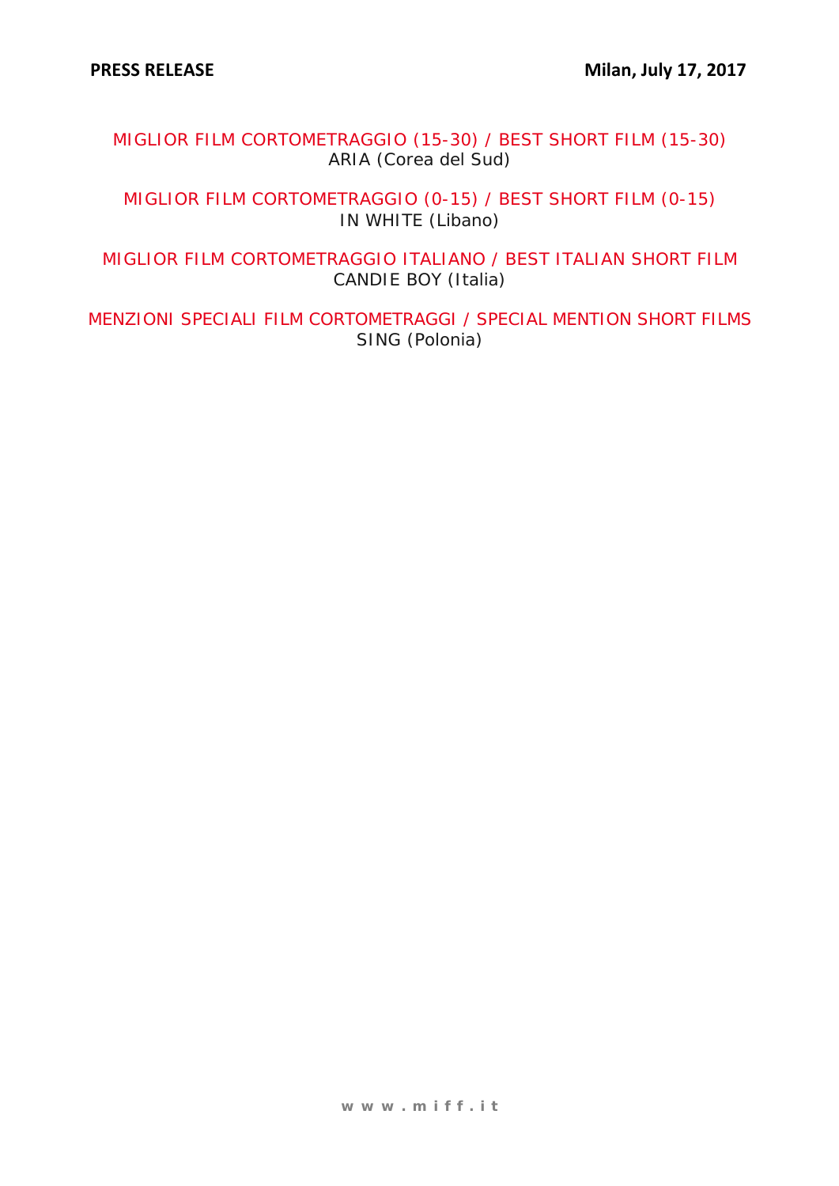MIGLIOR FILM CORTOMETRAGGIO (15-30) / BEST SHORT FILM (15-30)
ARIA (Corea del Sud)

MIGLIOR FILM CORTOMETRAGGIO (0-15) / BEST SHORT FILM (0-15)
IN WHITE (Libano)

MIGLIOR FILM CORTOMETRAGGIO ITALIANO / BEST ITALIAN SHORT FILM
CANDIE BOY (Italia)

MENZIONI SPECIALI FILM CORTOMETRAGGI / SPECIAL MENTION SHORT FILMS
SING (Polonia)